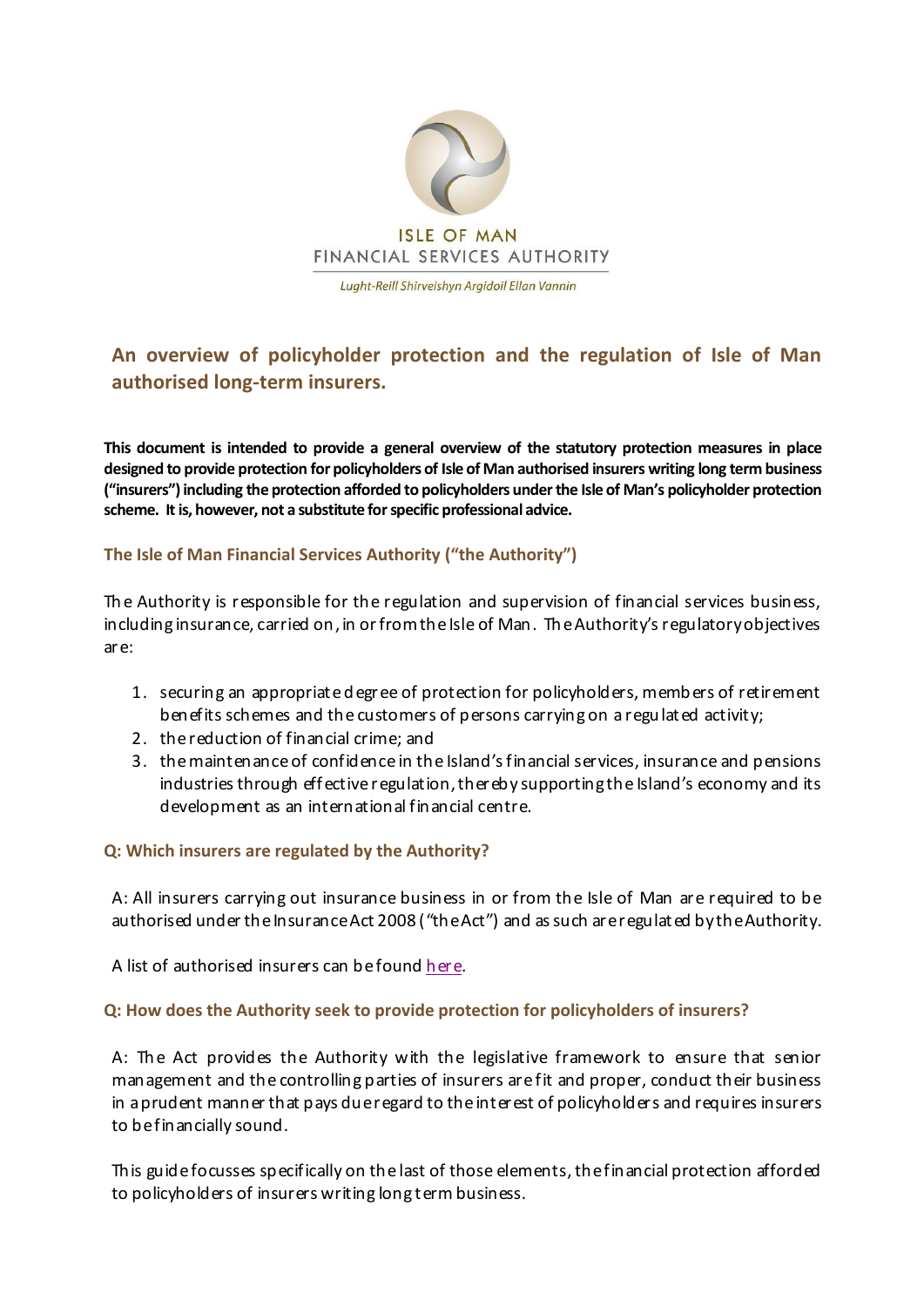ISLE OF MAN
FINANCIAL SERVICES AUTHORITY

*Lught-Reill Shirveishyn Argidoil Ellan Vannin*

# An overview of policyholder protection and the regulation of Isle of Man authorised long-term insurers.

**This document is intended to provide a general overview of the statutory protection measures in place designed to provide protection for policyholders of Isle of Man authorised insurers writing long term business ("insurers") including the protection afforded to policyholders under the Isle of Man's policyholder protection scheme. It is, however, not a substitute for specific professional advice.**

## The Isle of Man Financial Services Authority ("the Authority")

The Authority is responsible for the regulation and supervision of financial services business, including insurance, carried on, in or from the Isle of Man. The Authority's regulatory objectives are:

1. securing an appropriate degree of protection for policyholders, members of retirement benefits schemes and the customers of persons carrying on a regulated activity;
2. the reduction of financial crime; and
3. the maintenance of confidence in the Island's financial services, insurance and pensions industries through effective regulation, thereby supporting the Island's economy and its development as an international financial centre.

## Q: Which insurers are regulated by the Authority?

A: All insurers carrying out insurance business in or from the Isle of Man are required to be authorised under the Insurance Act 2008 ("the Act") and as such are regulated by the Authority.

A list of authorised insurers can be found here.

## Q: How does the Authority seek to provide protection for policyholders of insurers?

A: The Act provides the Authority with the legislative framework to ensure that senior management and the controlling parties of insurers are fit and proper, conduct their business in a prudent manner that pays due regard to the interest of policyholders and requires insurers to be financially sound.

This guide focusses specifically on the last of those elements, the financial protection afforded to policyholders of insurers writing long term business.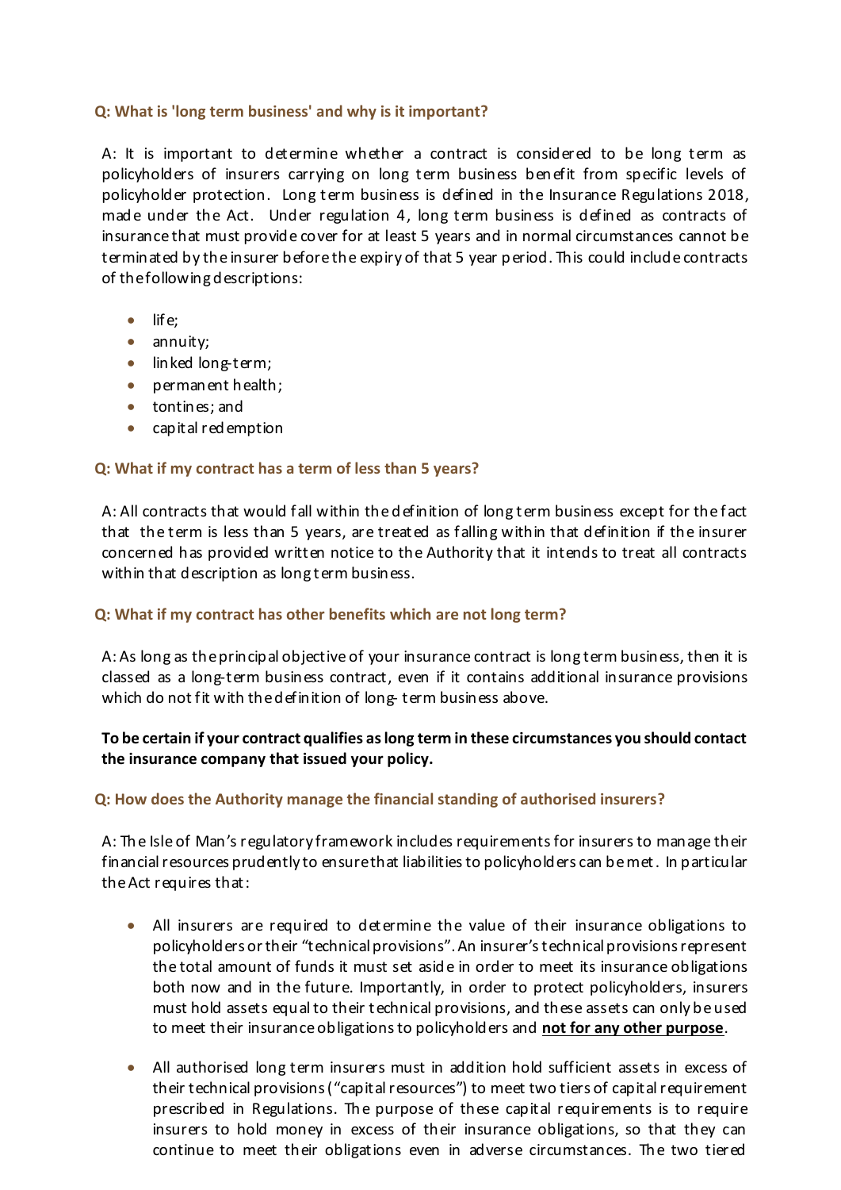**Q: What is 'long term business' and why is it important?**

A: It is important to determine whether a contract is considered to be long term as policyholders of insurers carrying on long term business benefit from specific levels of policyholder protection. Long term business is defined in the Insurance Regulations 2018, made under the Act. Under regulation 4, long term business is defined as contracts of insurance that must provide cover for at least 5 years and in normal circumstances cannot be terminated by the insurer before the expiry of that 5 year period. This could include contracts of the following descriptions:

- life;
- annuity;
- linked long-term;
- permanent health;
- tontines; and
- capital redemption

**Q: What if my contract has a term of less than 5 years?**

A: All contracts that would fall within the definition of long term business except for the fact that the term is less than 5 years, are treated as falling within that definition if the insurer concerned has provided written notice to the Authority that it intends to treat all contracts within that description as long term business.

**Q: What if my contract has other benefits which are not long term?**

A: As long as the principal objective of your insurance contract is long term business, then it is classed as a long-term business contract, even if it contains additional insurance provisions which do not fit with the definition of long- term business above.

**To be certain if your contract qualifies as long term in these circumstances you should contact the insurance company that issued your policy.**

**Q: How does the Authority manage the financial standing of authorised insurers?**

A: The Isle of Man's regulatory framework includes requirements for insurers to manage their financial resources prudently to ensure that liabilities to policyholders can be met. In particular the Act requires that:

- All insurers are required to determine the value of their insurance obligations to policyholders or their "technical provisions". An insurer's technical provisions represent the total amount of funds it must set aside in order to meet its insurance obligations both now and in the future. Importantly, in order to protect policyholders, insurers must hold assets equal to their technical provisions, and these assets can only be used to meet their insurance obligations to policyholders and **<u>not for any other purpose</u>**.

- All authorised long term insurers must in addition hold sufficient assets in excess of their technical provisions ("capital resources") to meet two tiers of capital requirement prescribed in Regulations. The purpose of these capital requirements is to require insurers to hold money in excess of their insurance obligations, so that they can continue to meet their obligations even in adverse circumstances. The two tiered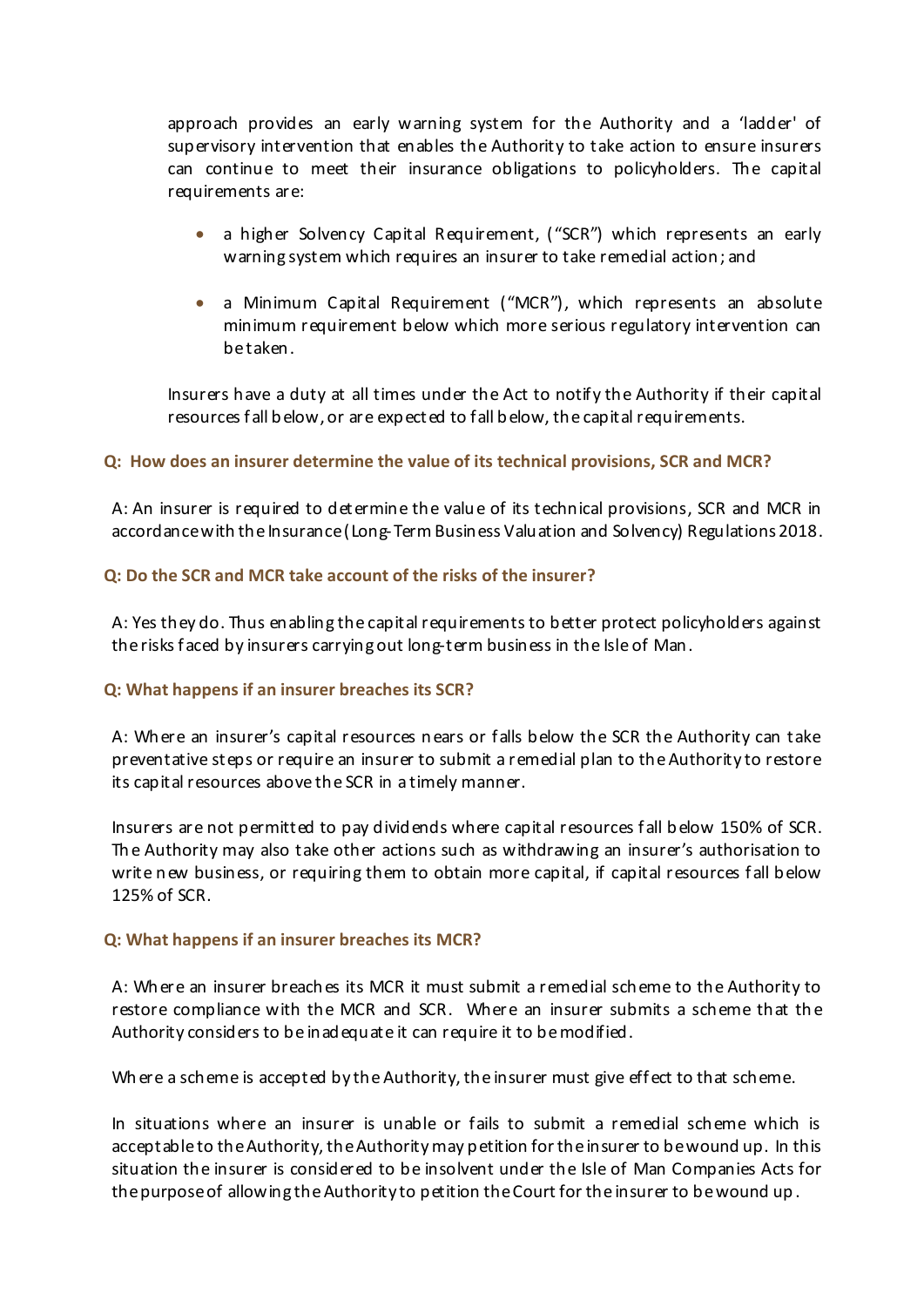approach provides an early warning system for the Authority and a 'ladder' of supervisory intervention that enables the Authority to take action to ensure insurers can continue to meet their insurance obligations to policyholders. The capital requirements are:

- a higher Solvency Capital Requirement, ("SCR") which represents an early warning system which requires an insurer to take remedial action; and
- a Minimum Capital Requirement ("MCR"), which represents an absolute minimum requirement below which more serious regulatory intervention can be taken.

Insurers have a duty at all times under the Act to notify the Authority if their capital resources fall below, or are expected to fall below, the capital requirements.

**Q: How does an insurer determine the value of its technical provisions, SCR and MCR?**

A: An insurer is required to determine the value of its technical provisions, SCR and MCR in accordance with the Insurance (Long-Term Business Valuation and Solvency) Regulations 2018.

**Q: Do the SCR and MCR take account of the risks of the insurer?**

A: Yes they do. Thus enabling the capital requirements to better protect policyholders against the risks faced by insurers carrying out long-term business in the Isle of Man.

**Q: What happens if an insurer breaches its SCR?**

A: Where an insurer's capital resources nears or falls below the SCR the Authority can take preventative steps or require an insurer to submit a remedial plan to the Authority to restore its capital resources above the SCR in a timely manner.

Insurers are not permitted to pay dividends where capital resources fall below 150% of SCR. The Authority may also take other actions such as withdrawing an insurer's authorisation to write new business, or requiring them to obtain more capital, if capital resources fall below 125% of SCR.

**Q: What happens if an insurer breaches its MCR?**

A: Where an insurer breaches its MCR it must submit a remedial scheme to the Authority to restore compliance with the MCR and SCR. Where an insurer submits a scheme that the Authority considers to be inadequate it can require it to be modified.

Where a scheme is accepted by the Authority, the insurer must give effect to that scheme.

In situations where an insurer is unable or fails to submit a remedial scheme which is acceptable to the Authority, the Authority may petition for the insurer to be wound up. In this situation the insurer is considered to be insolvent under the Isle of Man Companies Acts for the purpose of allowing the Authority to petition the Court for the insurer to be wound up.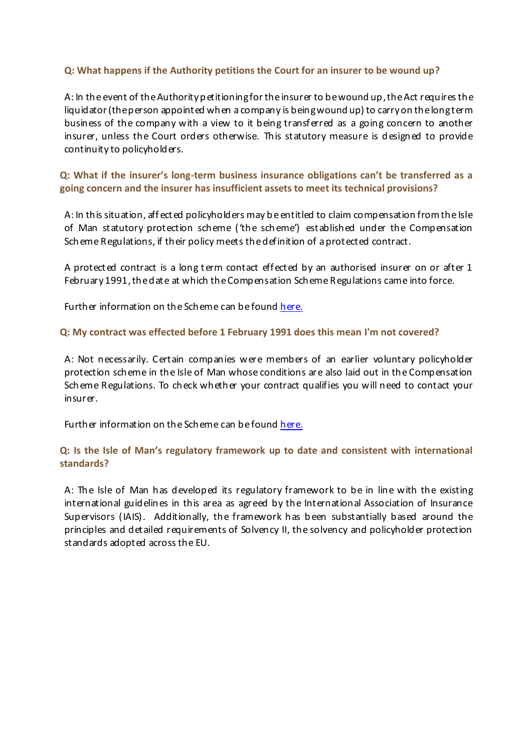**Q: What happens if the Authority petitions the Court for an insurer to be wound up?**

A: In the event of the Authority petitioning for the insurer to be wound up, the Act requires the liquidator (the person appointed when a company is being wound up) to carry on the long term business of the company with a view to it being transferred as a going concern to another insurer, unless the Court orders otherwise. This statutory measure is designed to provide continuity to policyholders.

**Q: What if the insurer's long-term business insurance obligations can't be transferred as a going concern and the insurer has insufficient assets to meet its technical provisions?**

A: In this situation, affected policyholders may be entitled to claim compensation from the Isle of Man statutory protection scheme ('the scheme') established under the Compensation Scheme Regulations, if their policy meets the definition of a protected contract.

A protected contract is a long term contact effected by an authorised insurer on or after 1 February 1991, the date at which the Compensation Scheme Regulations came into force.

Further information on the Scheme can be found here.

**Q: My contract was effected before 1 February 1991 does this mean I'm not covered?**

A: Not necessarily. Certain companies were members of an earlier voluntary policyholder protection scheme in the Isle of Man whose conditions are also laid out in the Compensation Scheme Regulations. To check whether your contract qualifies you will need to contact your insurer.

Further information on the Scheme can be found here.

**Q: Is the Isle of Man's regulatory framework up to date and consistent with international standards?**

A: The Isle of Man has developed its regulatory framework to be in line with the existing international guidelines in this area as agreed by the International Association of Insurance Supervisors (IAIS). Additionally, the framework has been substantially based around the principles and detailed requirements of Solvency II, the solvency and policyholder protection standards adopted across the EU.